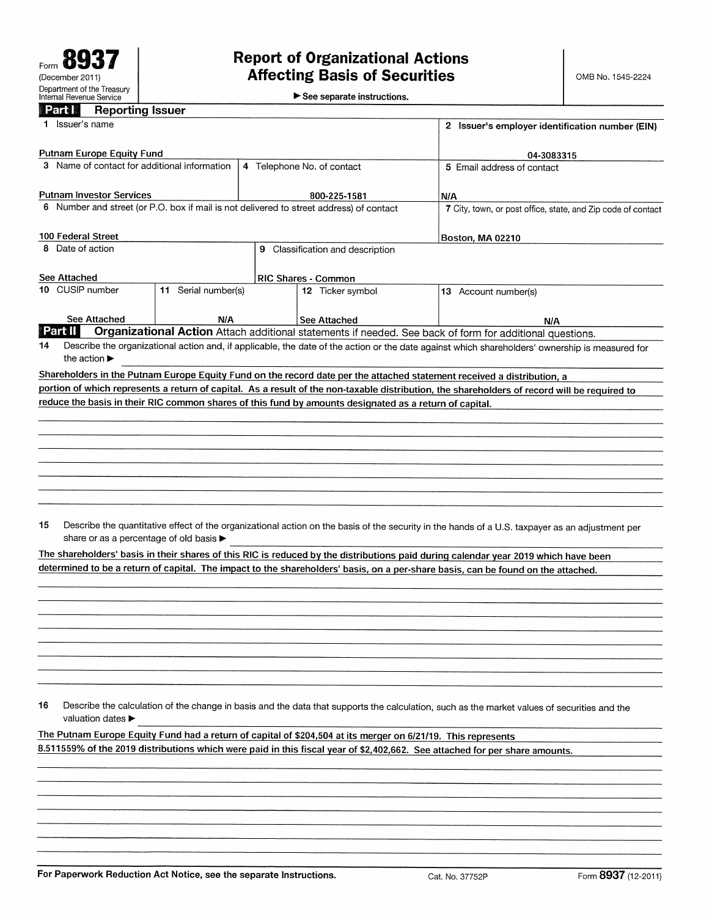Form **8937**
(December 2011)
Department of the Treasury
Internal Revenue Service

# Report of Organizational Actions Affecting Basis of Securities

► See separate instructions.

OMB No. 1545-2224

## Part I Reporting Issuer

| | |
|---|---|
| 1 Issuer's name: Putnam Europe Equity Fund | 2 Issuer's employer identification number (EIN): 04-3083315 |
| 3 Name of contact for additional information: Putnam Investor Services | 4 Telephone No. of contact: 800-225-1581 |
| 5 Email address of contact: N/A | |
| 6 Number and street (or P.O. box if mail is not delivered to street address) of contact: 100 Federal Street | 7 City, town, or post office, state, and Zip code of contact: Boston, MA 02210 |
| 8 Date of action: See Attached | 9 Classification and description: RIC Shares - Common |
| 10 CUSIP number: See Attached | 11 Serial number(s): N/A |
| 12 Ticker symbol: See Attached | 13 Account number(s): N/A |

## Part II Organizational Action

Attach additional statements if needed. See back of form for additional questions.

**14** Describe the organizational action and, if applicable, the date of the action or the date against which shareholders' ownership is measured for the action ►

Shareholders in the Putnam Europe Equity Fund on the record date per the attached statement received a distribution, a portion of which represents a return of capital. As a result of the non-taxable distribution, the shareholders of record will be required to reduce the basis in their RIC common shares of this fund by amounts designated as a return of capital.

**15** Describe the quantitative effect of the organizational action on the basis of the security in the hands of a U.S. taxpayer as an adjustment per share or as a percentage of old basis ►

The shareholders' basis in their shares of this RIC is reduced by the distributions paid during calendar year 2019 which have been determined to be a return of capital. The impact to the shareholders' basis, on a per-share basis, can be found on the attached.

**16** Describe the calculation of the change in basis and the data that supports the calculation, such as the market values of securities and the valuation dates ►

The Putnam Europe Equity Fund had a return of capital of $204,504 at its merger on 6/21/19. This represents 8.511559% of the 2019 distributions which were paid in this fiscal year of $2,402,662. See attached for per share amounts.

For Paperwork Reduction Act Notice, see the separate Instructions. Cat. No. 37752P Form **8937** (12-2011)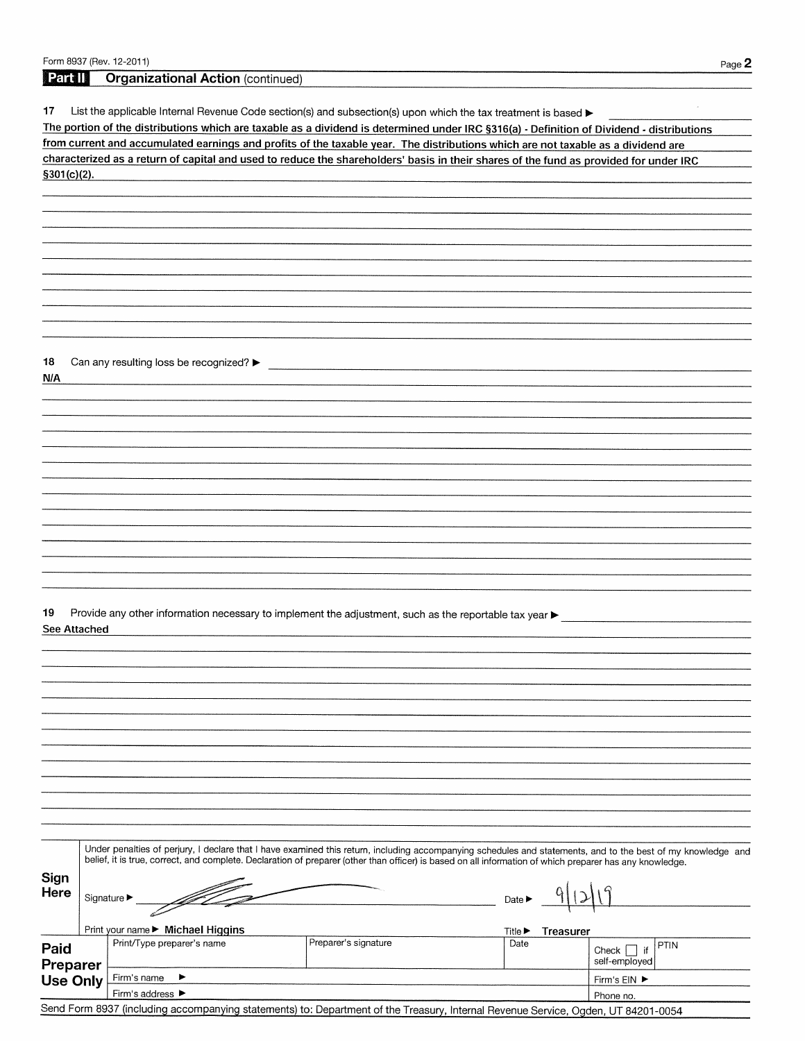Form 8937 (Rev. 12-2011)

## Part II Organizational Action (continued)

**17** List the applicable Internal Revenue Code section(s) and subsection(s) upon which the tax treatment is based ▶

The portion of the distributions which are taxable as a dividend is determined under IRC §316(a) - Definition of Dividend - distributions from current and accumulated earnings and profits of the taxable year. The distributions which are not taxable as a dividend are characterized as a return of capital and used to reduce the shareholders' basis in their shares of the fund as provided for under IRC §301(c)(2).

**18** Can any resulting loss be recognized? ▶

N/A

**19** Provide any other information necessary to implement the adjustment, such as the reportable tax year ▶

See Attached

**Sign Here**

Under penalties of perjury, I declare that I have examined this return, including accompanying schedules and statements, and to the best of my knowledge and belief, it is true, correct, and complete. Declaration of preparer (other than officer) is based on all information of which preparer has any knowledge.

Signature ▶ [signature] Date ▶ 9/12/19

Print your name ▶ Michael Higgins Title ▶ Treasurer

**Paid Preparer Use Only**

| Print/Type preparer's name | Preparer's signature | Date | Check ☐ if self-employed | PTIN |
|---|---|---|---|---|
| | | | | |
| Firm's name ▶ | | | Firm's EIN ▶ | |
| Firm's address ▶ | | | Phone no. | |

Send Form 8937 (including accompanying statements) to: Department of the Treasury, Internal Revenue Service, Ogden, UT 84201-0054